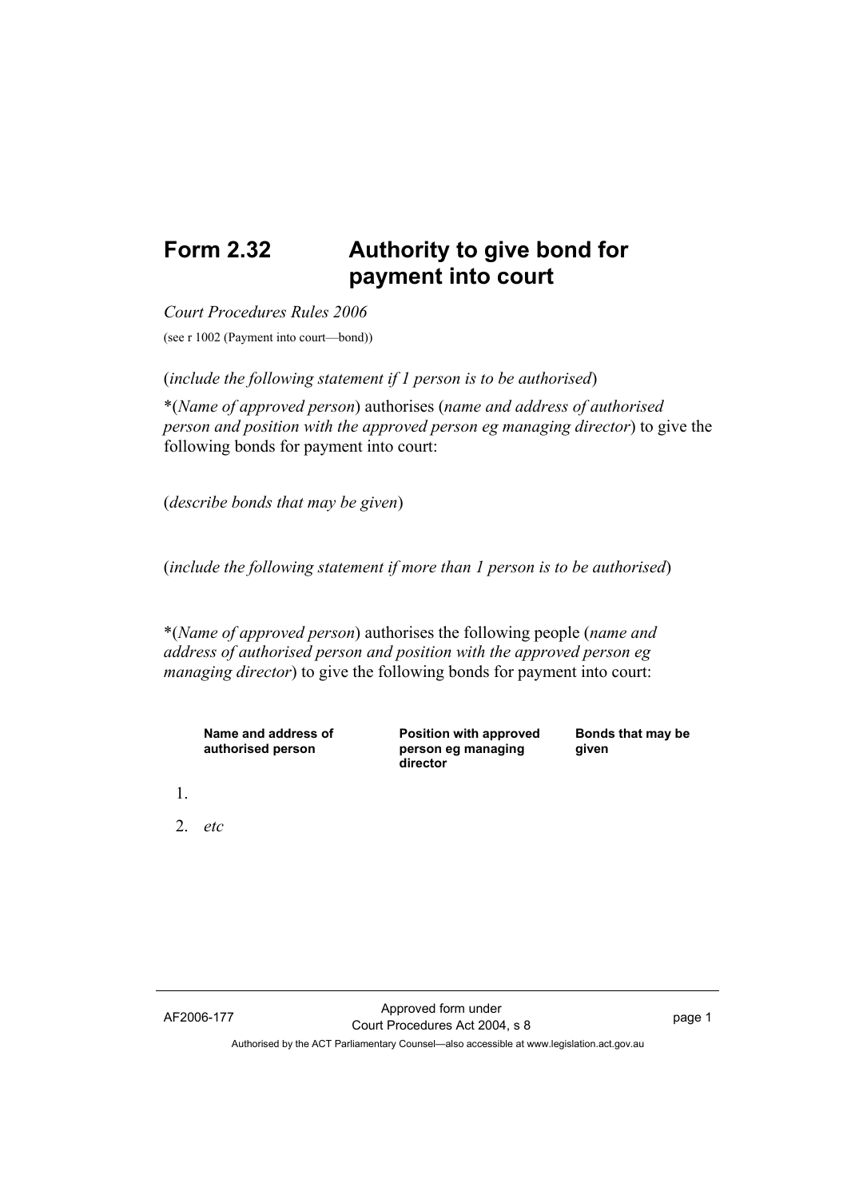# Form 2.32 Authority to give bond for payment into court

*Court Procedures Rules 2006*

(see r 1002 (Payment into court—bond))

(*include the following statement if 1 person is to be authorised*)

*(*Name of approved person*) authorises (*name and address of authorised person and position with the approved person eg managing director*) to give the following bonds for payment into court:

(*describe bonds that may be given*)

(*include the following statement if more than 1 person is to be authorised*)

*(*Name of approved person*) authorises the following people (*name and address of authorised person and position with the approved person eg managing director*) to give the following bonds for payment into court:

| | Name and address of authorised person | Position with approved person eg managing director | Bonds that may be given |
|---|---|---|---|
| 1. | | | |
| 2. | *etc* | | |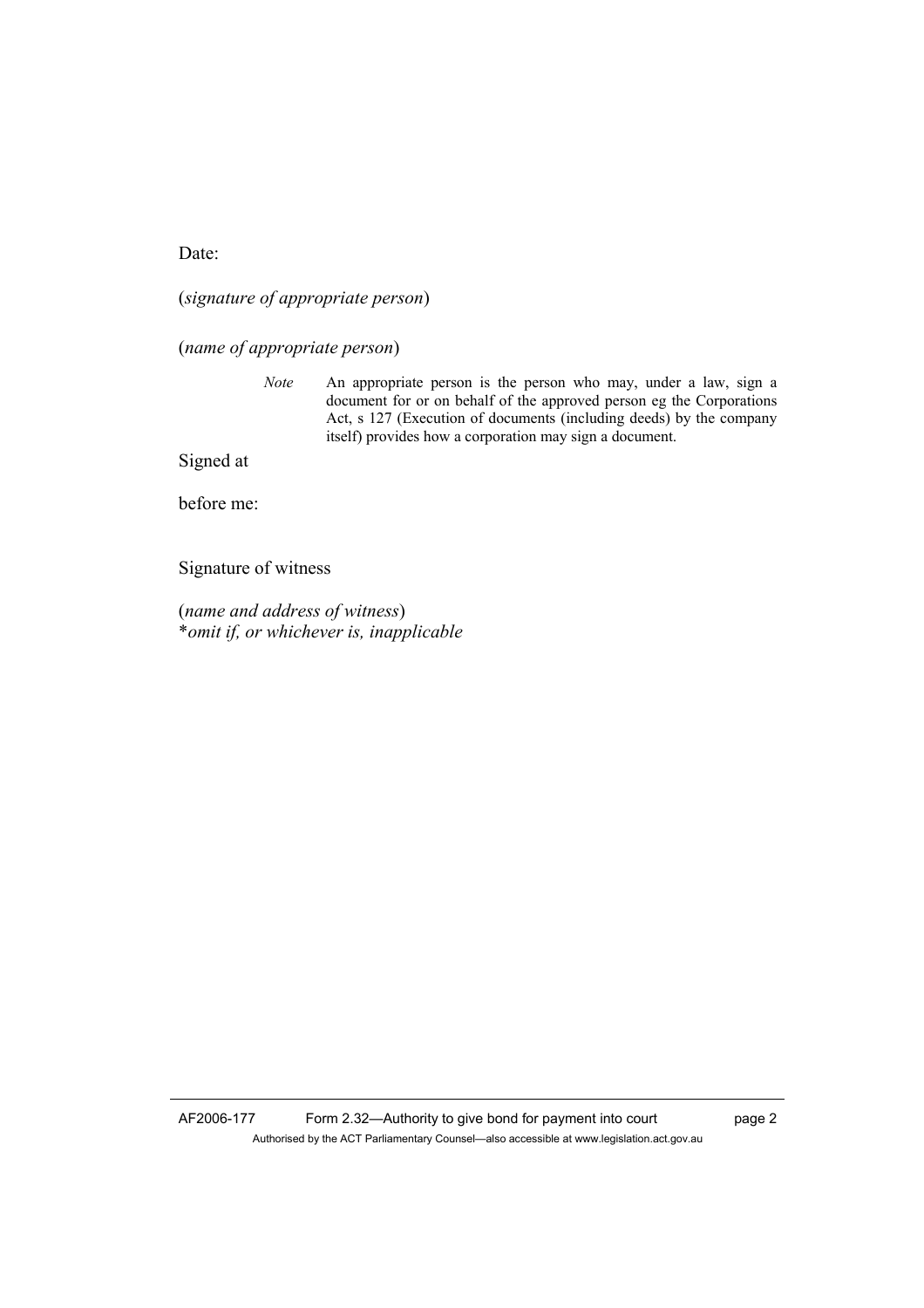Date:

(*signature of appropriate person*)

(*name of appropriate person*)

> *Note* An appropriate person is the person who may, under a law, sign a document for or on behalf of the approved person eg the Corporations Act, s 127 (Execution of documents (including deeds) by the company itself) provides how a corporation may sign a document.

Signed at

before me:

Signature of witness

(*name and address of witness*)
\**omit if, or whichever is, inapplicable*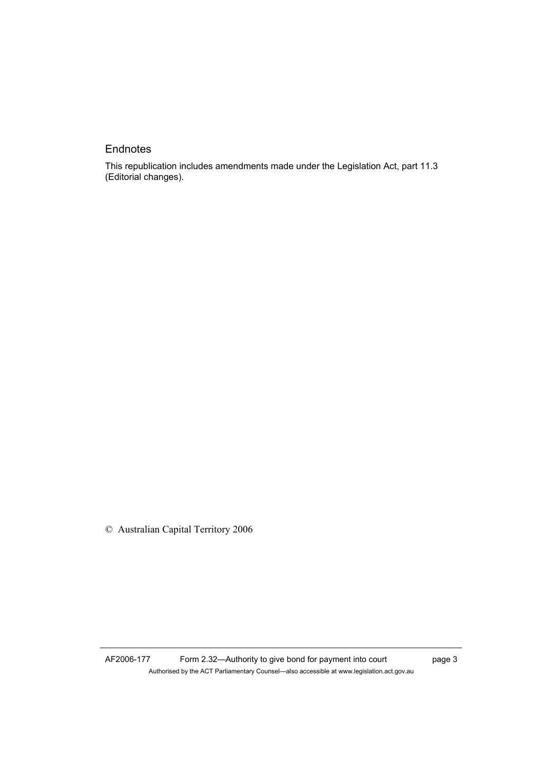## Endnotes

This republication includes amendments made under the Legislation Act, part 11.3 (Editorial changes).

© Australian Capital Territory 2006